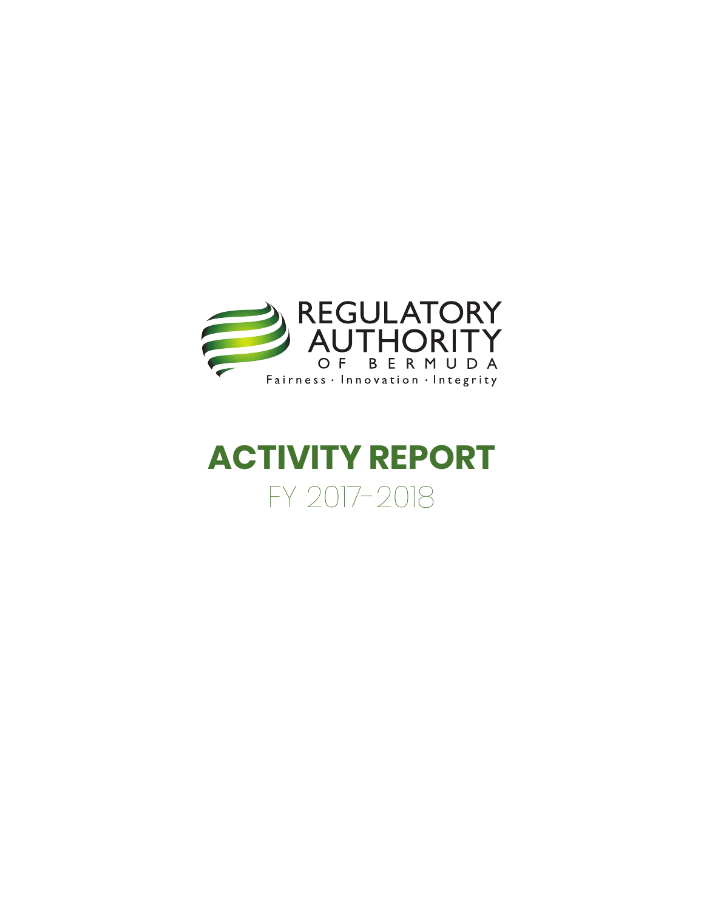REGULATORY AUTHORITY OF BERMUDA

Fairness · Innovation · Integrity

# ACTIVITY REPORT

## FY 2017-2018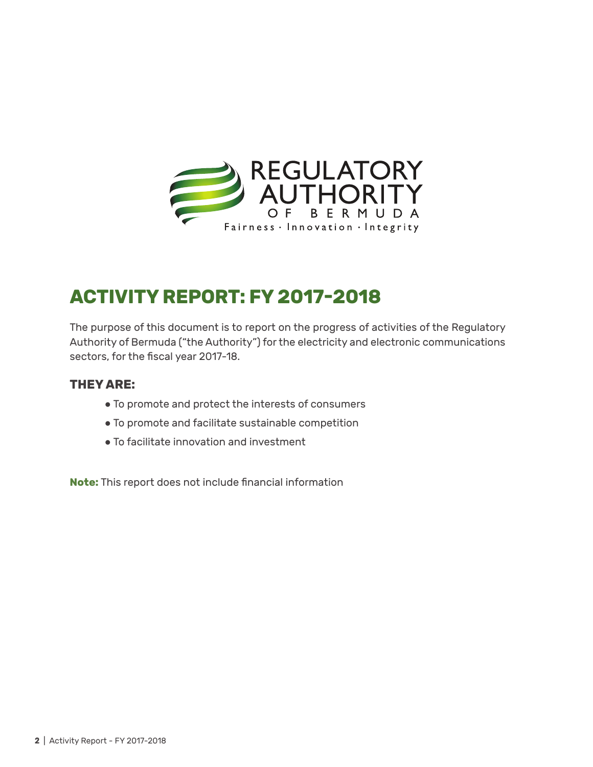REGULATORY AUTHORITY OF BERMUDA

Fairness · Innovation · Integrity

# ACTIVITY REPORT: FY 2017-2018

The purpose of this document is to report on the progress of activities of the Regulatory Authority of Bermuda ("the Authority") for the electricity and electronic communications sectors, for the fiscal year 2017-18.

### THEY ARE:

- To promote and protect the interests of consumers
- To promote and facilitate sustainable competition
- To facilitate innovation and investment

**Note:** This report does not include financial information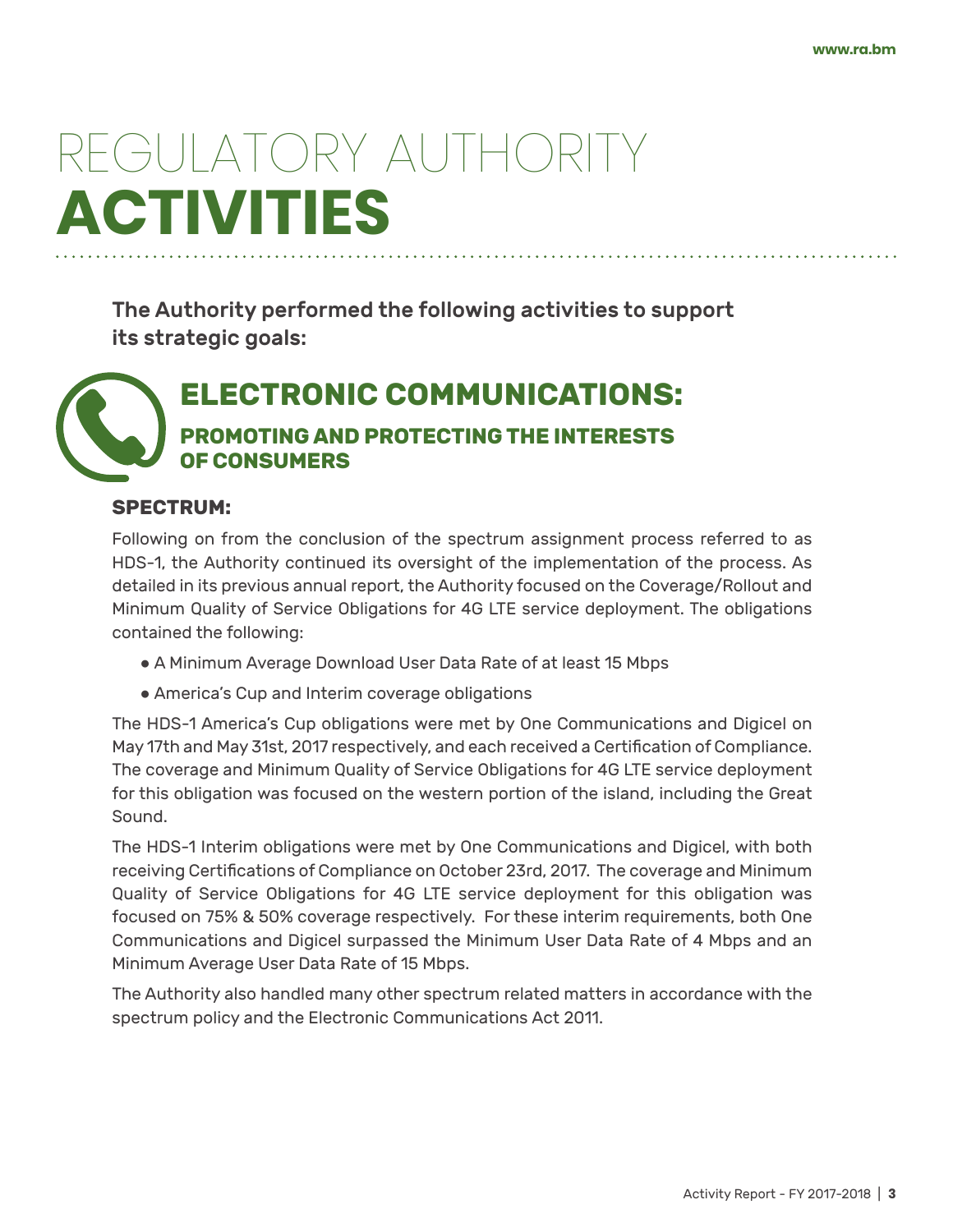# REGULATORY AUTHORITY **ACTIVITIES**

**The Authority performed the following activities to support its strategic goals:**

## ELECTRONIC COMMUNICATIONS:

### PROMOTING AND PROTECTING THE INTERESTS OF CONSUMERS

#### SPECTRUM:

Following on from the conclusion of the spectrum assignment process referred to as HDS-1, the Authority continued its oversight of the implementation of the process. As detailed in its previous annual report, the Authority focused on the Coverage/Rollout and Minimum Quality of Service Obligations for 4G LTE service deployment. The obligations contained the following:

- A Minimum Average Download User Data Rate of at least 15 Mbps
- America's Cup and Interim coverage obligations

The HDS-1 America's Cup obligations were met by One Communications and Digicel on May 17th and May 31st, 2017 respectively, and each received a Certification of Compliance. The coverage and Minimum Quality of Service Obligations for 4G LTE service deployment for this obligation was focused on the western portion of the island, including the Great Sound.

The HDS-1 Interim obligations were met by One Communications and Digicel, with both receiving Certifications of Compliance on October 23rd, 2017. The coverage and Minimum Quality of Service Obligations for 4G LTE service deployment for this obligation was focused on 75% & 50% coverage respectively. For these interim requirements, both One Communications and Digicel surpassed the Minimum User Data Rate of 4 Mbps and an Minimum Average User Data Rate of 15 Mbps.

The Authority also handled many other spectrum related matters in accordance with the spectrum policy and the Electronic Communications Act 2011.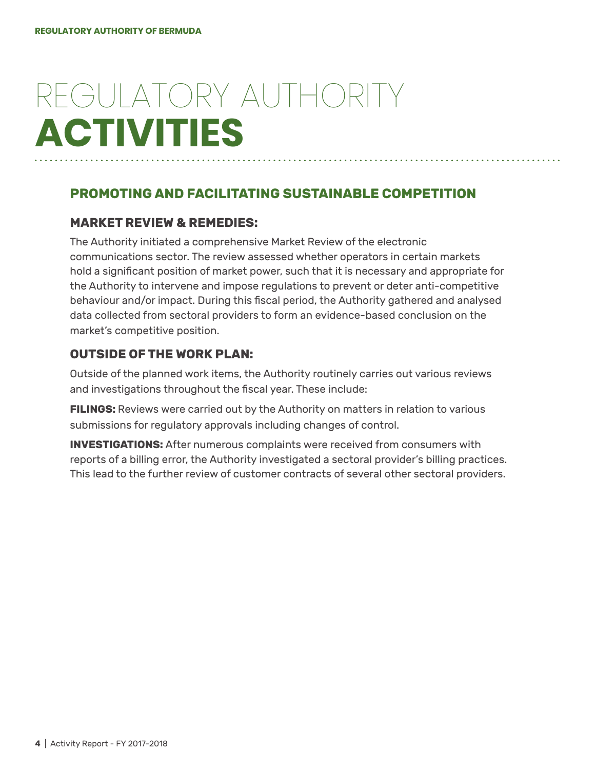# REGULATORY AUTHORITY **ACTIVITIES**

## PROMOTING AND FACILITATING SUSTAINABLE COMPETITION

### MARKET REVIEW & REMEDIES:

The Authority initiated a comprehensive Market Review of the electronic communications sector. The review assessed whether operators in certain markets hold a significant position of market power, such that it is necessary and appropriate for the Authority to intervene and impose regulations to prevent or deter anti-competitive behaviour and/or impact. During this fiscal period, the Authority gathered and analysed data collected from sectoral providers to form an evidence-based conclusion on the market's competitive position.

### OUTSIDE OF THE WORK PLAN:

Outside of the planned work items, the Authority routinely carries out various reviews and investigations throughout the fiscal year. These include:

**FILINGS:** Reviews were carried out by the Authority on matters in relation to various submissions for regulatory approvals including changes of control.

**INVESTIGATIONS:** After numerous complaints were received from consumers with reports of a billing error, the Authority investigated a sectoral provider's billing practices. This lead to the further review of customer contracts of several other sectoral providers.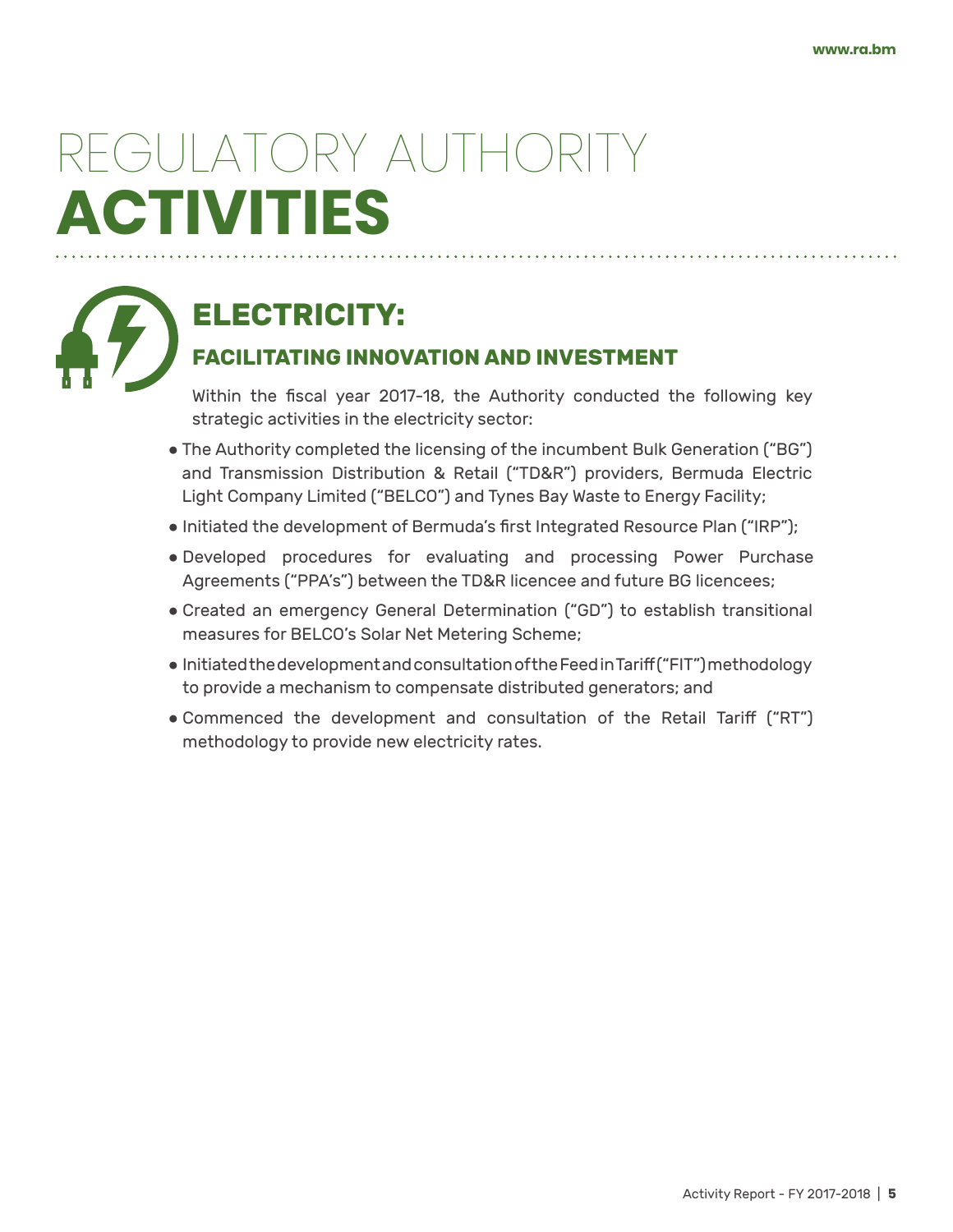# REGULATORY AUTHORITY **ACTIVITIES**

## ELECTRICITY:

### FACILITATING INNOVATION AND INVESTMENT

Within the fiscal year 2017-18, the Authority conducted the following key strategic activities in the electricity sector:

- The Authority completed the licensing of the incumbent Bulk Generation ("BG") and Transmission Distribution & Retail ("TD&R") providers, Bermuda Electric Light Company Limited ("BELCO") and Tynes Bay Waste to Energy Facility;
- Initiated the development of Bermuda's first Integrated Resource Plan ("IRP");
- Developed procedures for evaluating and processing Power Purchase Agreements ("PPA's") between the TD&R licencee and future BG licencees;
- Created an emergency General Determination ("GD") to establish transitional measures for BELCO's Solar Net Metering Scheme;
- Initiated the development and consultation of the Feed in Tariff ("FIT") methodology to provide a mechanism to compensate distributed generators; and
- Commenced the development and consultation of the Retail Tariff ("RT") methodology to provide new electricity rates.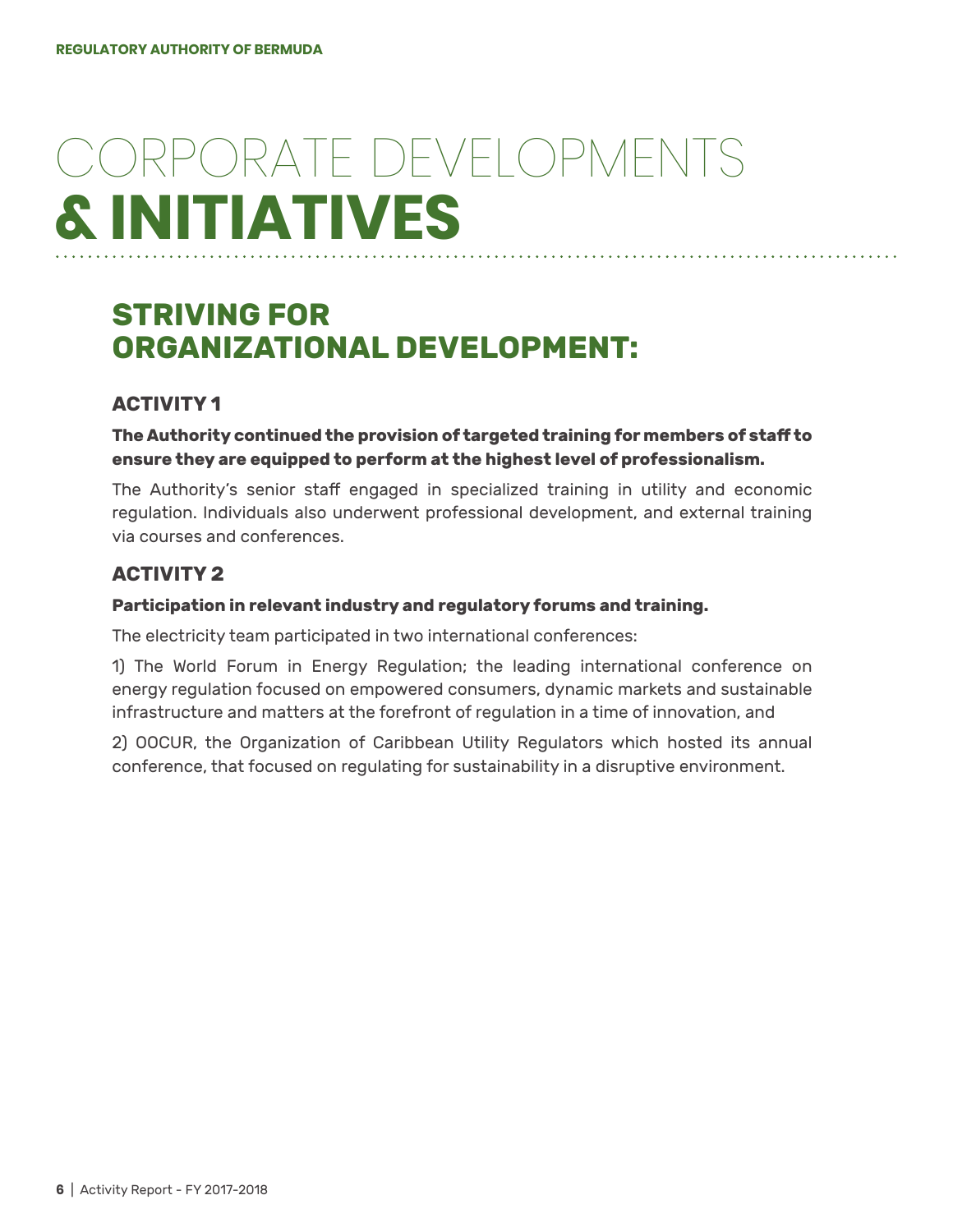# CORPORATE DEVELOPMENTS & INITIATIVES

## STRIVING FOR ORGANIZATIONAL DEVELOPMENT:

### ACTIVITY 1

**The Authority continued the provision of targeted training for members of staff to ensure they are equipped to perform at the highest level of professionalism.**

The Authority's senior staff engaged in specialized training in utility and economic regulation. Individuals also underwent professional development, and external training via courses and conferences.

### ACTIVITY 2

**Participation in relevant industry and regulatory forums and training.**

The electricity team participated in two international conferences:

1) The World Forum in Energy Regulation; the leading international conference on energy regulation focused on empowered consumers, dynamic markets and sustainable infrastructure and matters at the forefront of regulation in a time of innovation, and

2) OOCUR, the Organization of Caribbean Utility Regulators which hosted its annual conference, that focused on regulating for sustainability in a disruptive environment.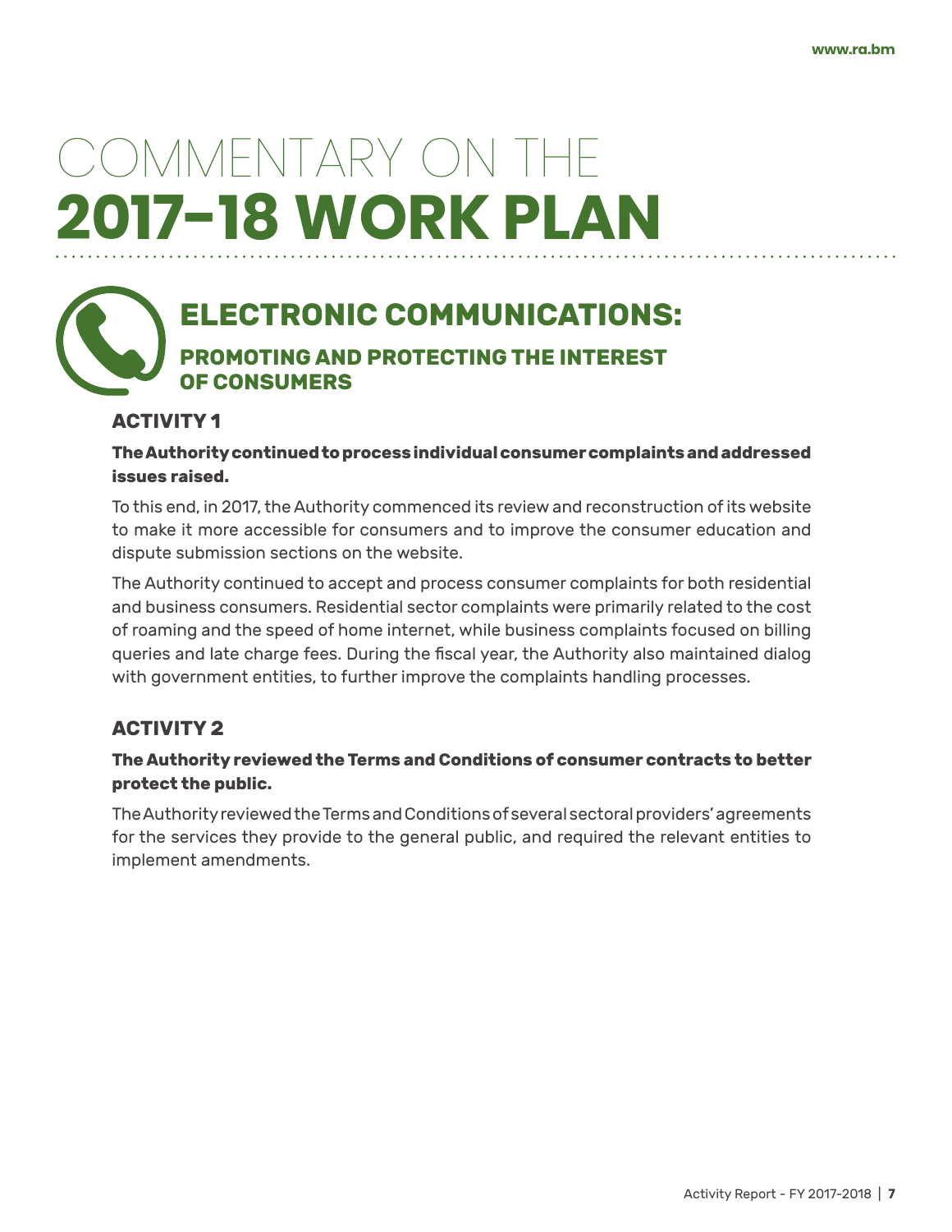# COMMENTARY ON THE 2017–18 WORK PLAN

## ELECTRONIC COMMUNICATIONS:

### PROMOTING AND PROTECTING THE INTEREST OF CONSUMERS

#### ACTIVITY 1

**The Authority continued to process individual consumer complaints and addressed issues raised.**

To this end, in 2017, the Authority commenced its review and reconstruction of its website to make it more accessible for consumers and to improve the consumer education and dispute submission sections on the website.

The Authority continued to accept and process consumer complaints for both residential and business consumers. Residential sector complaints were primarily related to the cost of roaming and the speed of home internet, while business complaints focused on billing queries and late charge fees. During the fiscal year, the Authority also maintained dialog with government entities, to further improve the complaints handling processes.

#### ACTIVITY 2

**The Authority reviewed the Terms and Conditions of consumer contracts to better protect the public.**

The Authority reviewed the Terms and Conditions of several sectoral providers' agreements for the services they provide to the general public, and required the relevant entities to implement amendments.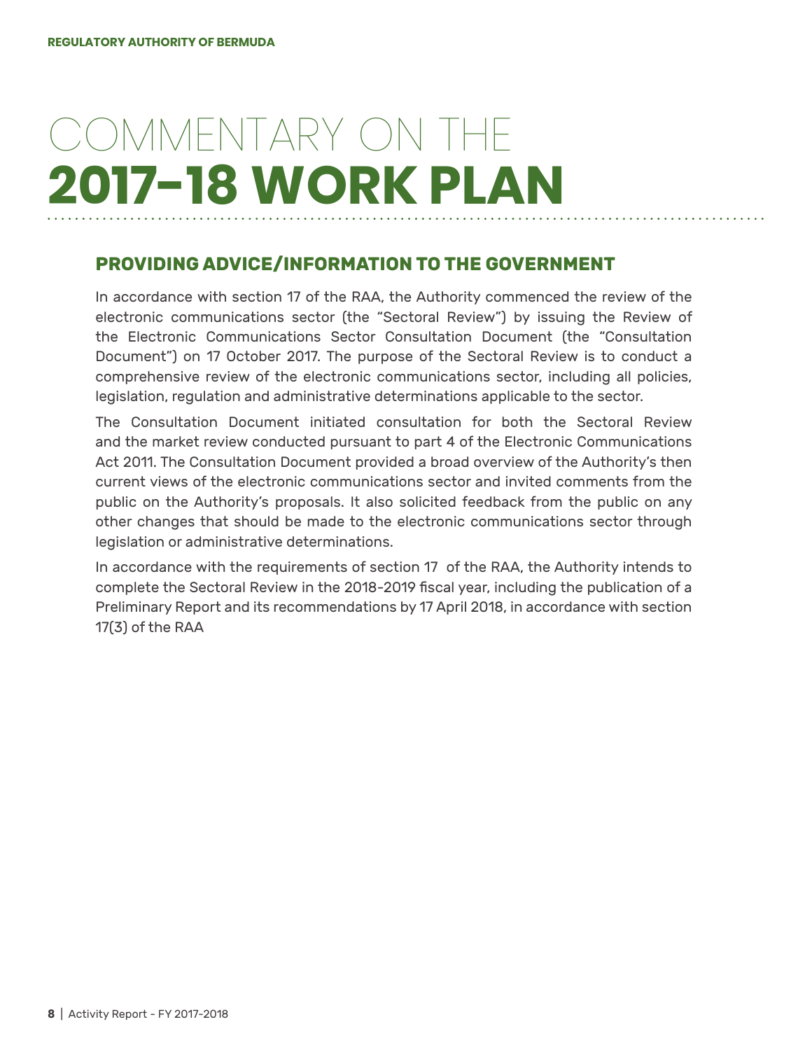# COMMENTARY ON THE **2017–18 WORK PLAN**

## PROVIDING ADVICE/INFORMATION TO THE GOVERNMENT

In accordance with section 17 of the RAA, the Authority commenced the review of the electronic communications sector (the "Sectoral Review") by issuing the Review of the Electronic Communications Sector Consultation Document (the "Consultation Document") on 17 October 2017. The purpose of the Sectoral Review is to conduct a comprehensive review of the electronic communications sector, including all policies, legislation, regulation and administrative determinations applicable to the sector.

The Consultation Document initiated consultation for both the Sectoral Review and the market review conducted pursuant to part 4 of the Electronic Communications Act 2011. The Consultation Document provided a broad overview of the Authority's then current views of the electronic communications sector and invited comments from the public on the Authority's proposals. It also solicited feedback from the public on any other changes that should be made to the electronic communications sector through legislation or administrative determinations.

In accordance with the requirements of section 17 of the RAA, the Authority intends to complete the Sectoral Review in the 2018-2019 fiscal year, including the publication of a Preliminary Report and its recommendations by 17 April 2018, in accordance with section 17(3) of the RAA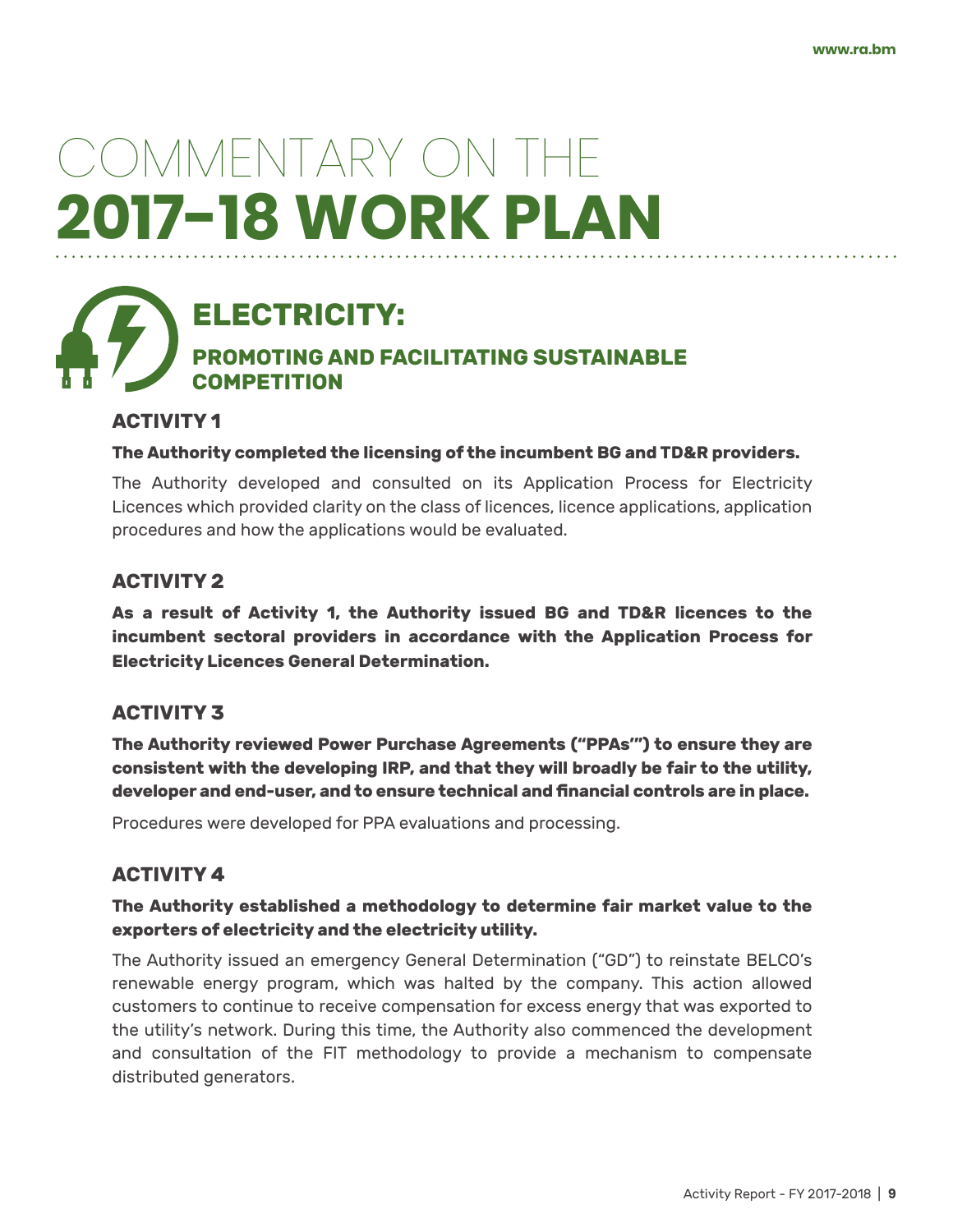# COMMENTARY ON THE **2017–18 WORK PLAN**

## ELECTRICITY:

### PROMOTING AND FACILITATING SUSTAINABLE COMPETITION

#### ACTIVITY 1

**The Authority completed the licensing of the incumbent BG and TD&R providers.**

The Authority developed and consulted on its Application Process for Electricity Licences which provided clarity on the class of licences, licence applications, application procedures and how the applications would be evaluated.

#### ACTIVITY 2

**As a result of Activity 1, the Authority issued BG and TD&R licences to the incumbent sectoral providers in accordance with the Application Process for Electricity Licences General Determination.**

#### ACTIVITY 3

**The Authority reviewed Power Purchase Agreements ("PPAs'") to ensure they are consistent with the developing IRP, and that they will broadly be fair to the utility, developer and end-user, and to ensure technical and financial controls are in place.**

Procedures were developed for PPA evaluations and processing.

#### ACTIVITY 4

**The Authority established a methodology to determine fair market value to the exporters of electricity and the electricity utility.**

The Authority issued an emergency General Determination ("GD") to reinstate BELCO's renewable energy program, which was halted by the company. This action allowed customers to continue to receive compensation for excess energy that was exported to the utility's network. During this time, the Authority also commenced the development and consultation of the FIT methodology to provide a mechanism to compensate distributed generators.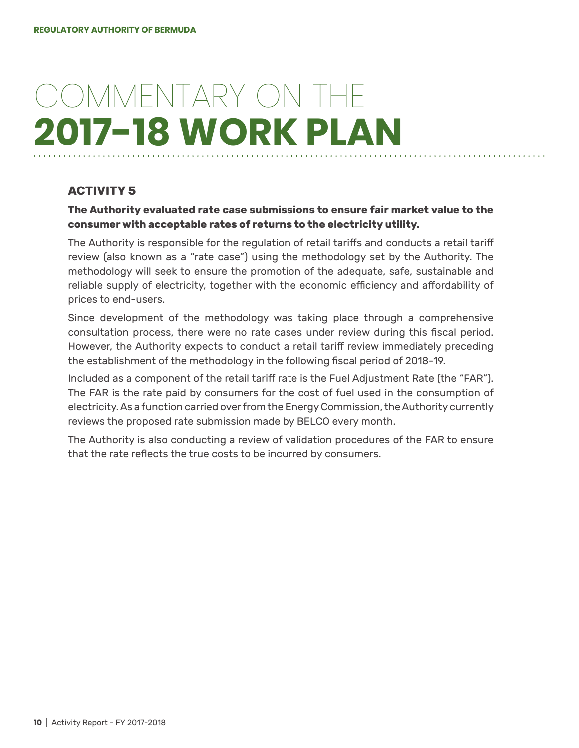# COMMENTARY ON THE **2017–18 WORK PLAN**

### ACTIVITY 5

**The Authority evaluated rate case submissions to ensure fair market value to the consumer with acceptable rates of returns to the electricity utility.**

The Authority is responsible for the regulation of retail tariffs and conducts a retail tariff review (also known as a "rate case") using the methodology set by the Authority. The methodology will seek to ensure the promotion of the adequate, safe, sustainable and reliable supply of electricity, together with the economic efficiency and affordability of prices to end-users.

Since development of the methodology was taking place through a comprehensive consultation process, there were no rate cases under review during this fiscal period. However, the Authority expects to conduct a retail tariff review immediately preceding the establishment of the methodology in the following fiscal period of 2018-19.

Included as a component of the retail tariff rate is the Fuel Adjustment Rate (the "FAR"). The FAR is the rate paid by consumers for the cost of fuel used in the consumption of electricity. As a function carried over from the Energy Commission, the Authority currently reviews the proposed rate submission made by BELCO every month.

The Authority is also conducting a review of validation procedures of the FAR to ensure that the rate reflects the true costs to be incurred by consumers.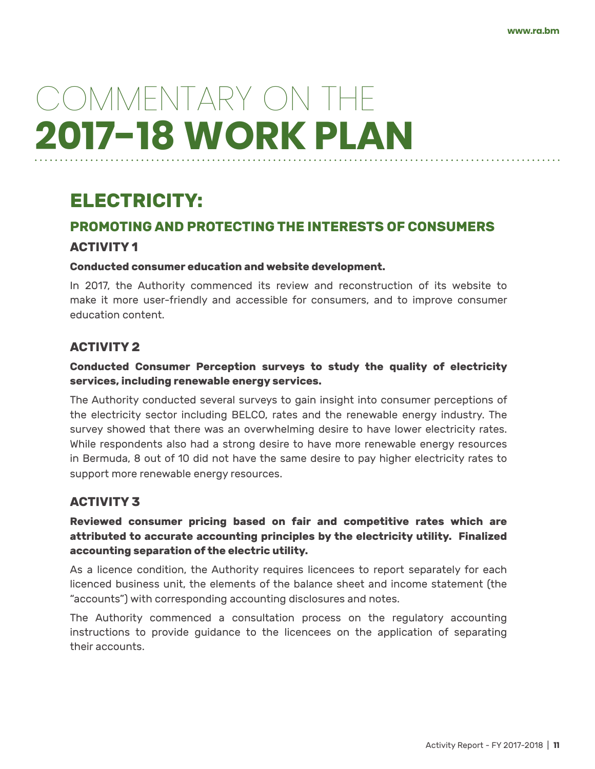# COMMENTARY ON THE 2017–18 WORK PLAN

## ELECTRICITY:

### PROMOTING AND PROTECTING THE INTERESTS OF CONSUMERS

#### ACTIVITY 1

**Conducted consumer education and website development.**

In 2017, the Authority commenced its review and reconstruction of its website to make it more user-friendly and accessible for consumers, and to improve consumer education content.

#### ACTIVITY 2

**Conducted Consumer Perception surveys to study the quality of electricity services, including renewable energy services.**

The Authority conducted several surveys to gain insight into consumer perceptions of the electricity sector including BELCO, rates and the renewable energy industry. The survey showed that there was an overwhelming desire to have lower electricity rates. While respondents also had a strong desire to have more renewable energy resources in Bermuda, 8 out of 10 did not have the same desire to pay higher electricity rates to support more renewable energy resources.

#### ACTIVITY 3

**Reviewed consumer pricing based on fair and competitive rates which are attributed to accurate accounting principles by the electricity utility. Finalized accounting separation of the electric utility.**

As a licence condition, the Authority requires licencees to report separately for each licenced business unit, the elements of the balance sheet and income statement (the "accounts") with corresponding accounting disclosures and notes.

The Authority commenced a consultation process on the regulatory accounting instructions to provide guidance to the licencees on the application of separating their accounts.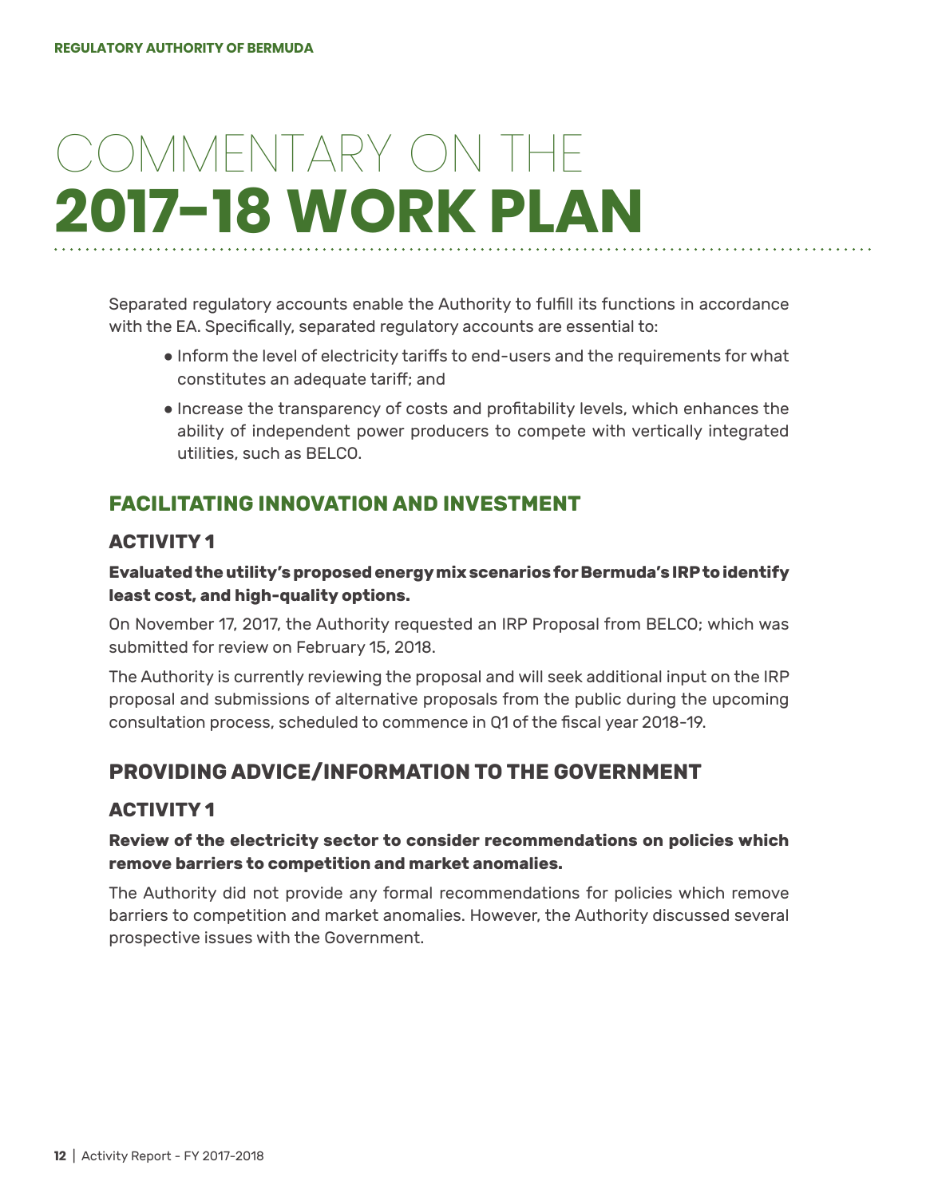# COMMENTARY ON THE **2017–18 WORK PLAN**

Separated regulatory accounts enable the Authority to fulfill its functions in accordance with the EA. Specifically, separated regulatory accounts are essential to:

- Inform the level of electricity tariffs to end-users and the requirements for what constitutes an adequate tariff; and
- Increase the transparency of costs and profitability levels, which enhances the ability of independent power producers to compete with vertically integrated utilities, such as BELCO.

## FACILITATING INNOVATION AND INVESTMENT

### ACTIVITY 1

**Evaluated the utility's proposed energy mix scenarios for Bermuda's IRP to identify least cost, and high-quality options.**

On November 17, 2017, the Authority requested an IRP Proposal from BELCO; which was submitted for review on February 15, 2018.

The Authority is currently reviewing the proposal and will seek additional input on the IRP proposal and submissions of alternative proposals from the public during the upcoming consultation process, scheduled to commence in Q1 of the fiscal year 2018-19.

## PROVIDING ADVICE/INFORMATION TO THE GOVERNMENT

### ACTIVITY 1

**Review of the electricity sector to consider recommendations on policies which remove barriers to competition and market anomalies.**

The Authority did not provide any formal recommendations for policies which remove barriers to competition and market anomalies. However, the Authority discussed several prospective issues with the Government.